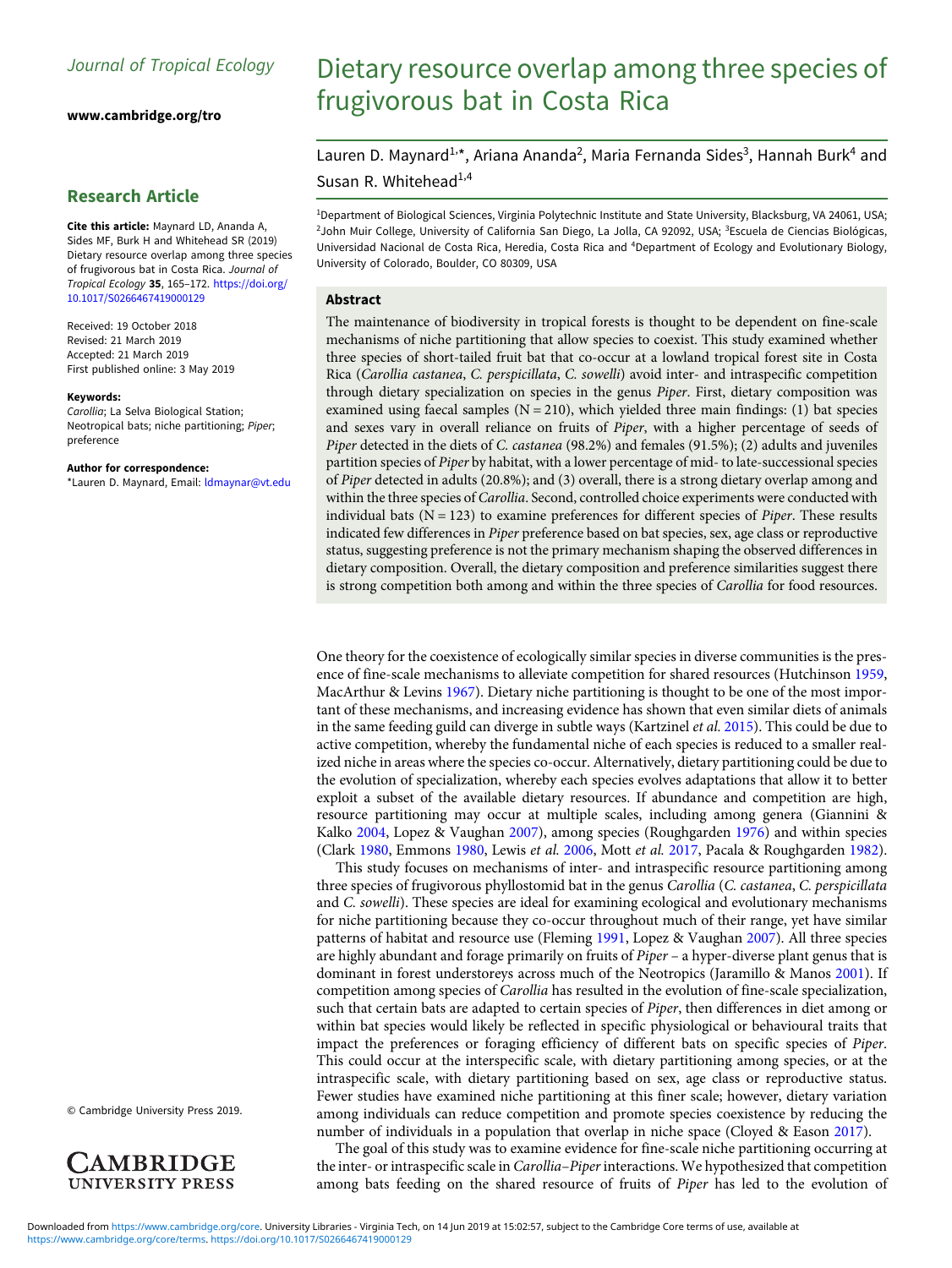Journal of Tropical Ecology

www.cambridge.org/tro

## Research Article

**Cite this article:** Maynard LD, Ananda A, Sides MF, Burk H and Whitehead SR (2019) Dietary resource overlap among three species of frugivorous bat in Costa Rica. *Journal of Tropical Ecology* **35**, 165–172. https://doi.org/10.1017/S0266467419000129

Received: 19 October 2018
Revised: 21 March 2019
Accepted: 21 March 2019
First published online: 3 May 2019

**Keywords:**
*Carollia*; La Selva Biological Station; Neotropical bats; niche partitioning; *Piper*; preference

**Author for correspondence:**
*Lauren D. Maynard, Email: ldmaynar@vt.edu

© Cambridge University Press 2019.

# Dietary resource overlap among three species of frugivorous bat in Costa Rica

Lauren D. Maynard[1,*], Ariana Ananda[2], Maria Fernanda Sides[3], Hannah Burk[4] and Susan R. Whitehead[1,4]

[1]Department of Biological Sciences, Virginia Polytechnic Institute and State University, Blacksburg, VA 24061, USA; [2]John Muir College, University of California San Diego, La Jolla, CA 92092, USA; [3]Escuela de Ciencias Biológicas, Universidad Nacional de Costa Rica, Heredia, Costa Rica and [4]Department of Ecology and Evolutionary Biology, University of Colorado, Boulder, CO 80309, USA

### Abstract

The maintenance of biodiversity in tropical forests is thought to be dependent on fine-scale mechanisms of niche partitioning that allow species to coexist. This study examined whether three species of short-tailed fruit bat that co-occur at a lowland tropical forest site in Costa Rica (*Carollia castanea*, *C. perspicillata*, *C. sowelli*) avoid inter- and intraspecific competition through dietary specialization on species in the genus *Piper*. First, dietary composition was examined using faecal samples (N = 210), which yielded three main findings: (1) bat species and sexes vary in overall reliance on fruits of *Piper*, with a higher percentage of seeds of *Piper* detected in the diets of *C. castanea* (98.2%) and females (91.5%); (2) adults and juveniles partition species of *Piper* by habitat, with a lower percentage of mid- to late-successional species of *Piper* detected in adults (20.8%); and (3) overall, there is a strong dietary overlap among and within the three species of *Carollia*. Second, controlled choice experiments were conducted with individual bats (N = 123) to examine preferences for different species of *Piper*. These results indicated few differences in *Piper* preference based on bat species, sex, age class or reproductive status, suggesting preference is not the primary mechanism shaping the observed differences in dietary composition. Overall, the dietary composition and preference similarities suggest there is strong competition both among and within the three species of *Carollia* for food resources.

One theory for the coexistence of ecologically similar species in diverse communities is the presence of fine-scale mechanisms to alleviate competition for shared resources (Hutchinson 1959, MacArthur & Levins 1967). Dietary niche partitioning is thought to be one of the most important of these mechanisms, and increasing evidence has shown that even similar diets of animals in the same feeding guild can diverge in subtle ways (Kartzinel *et al.* 2015). This could be due to active competition, whereby the fundamental niche of each species is reduced to a smaller realized niche in areas where the species co-occur. Alternatively, dietary partitioning could be due to the evolution of specialization, whereby each species evolves adaptations that allow it to better exploit a subset of the available dietary resources. If abundance and competition are high, resource partitioning may occur at multiple scales, including among genera (Giannini & Kalko 2004, Lopez & Vaughan 2007), among species (Roughgarden 1976) and within species (Clark 1980, Emmons 1980, Lewis *et al.* 2006, Mott *et al.* 2017, Pacala & Roughgarden 1982).

This study focuses on mechanisms of inter- and intraspecific resource partitioning among three species of frugivorous phyllostomid bat in the genus *Carollia* (*C. castanea*, *C. perspicillata* and *C. sowelli*). These species are ideal for examining ecological and evolutionary mechanisms for niche partitioning because they co-occur throughout much of their range, yet have similar patterns of habitat and resource use (Fleming 1991, Lopez & Vaughan 2007). All three species are highly abundant and forage primarily on fruits of *Piper* – a hyper-diverse plant genus that is dominant in forest understoreys across much of the Neotropics (Jaramillo & Manos 2001). If competition among species of *Carollia* has resulted in the evolution of fine-scale specialization, such that certain bats are adapted to certain species of *Piper*, then differences in diet among or within bat species would likely be reflected in specific physiological or behavioural traits that impact the preferences or foraging efficiency of different bats on specific species of *Piper*. This could occur at the interspecific scale, with dietary partitioning among species, or at the intraspecific scale, with dietary partitioning based on sex, age class or reproductive status. Fewer studies have examined niche partitioning at this finer scale; however, dietary variation among individuals can reduce competition and promote species coexistence by reducing the number of individuals in a population that overlap in niche space (Cloyed & Eason 2017).

The goal of this study was to examine evidence for fine-scale niche partitioning occurring at the inter- or intraspecific scale in *Carollia–Piper* interactions. We hypothesized that competition among bats feeding on the shared resource of fruits of *Piper* has led to the evolution of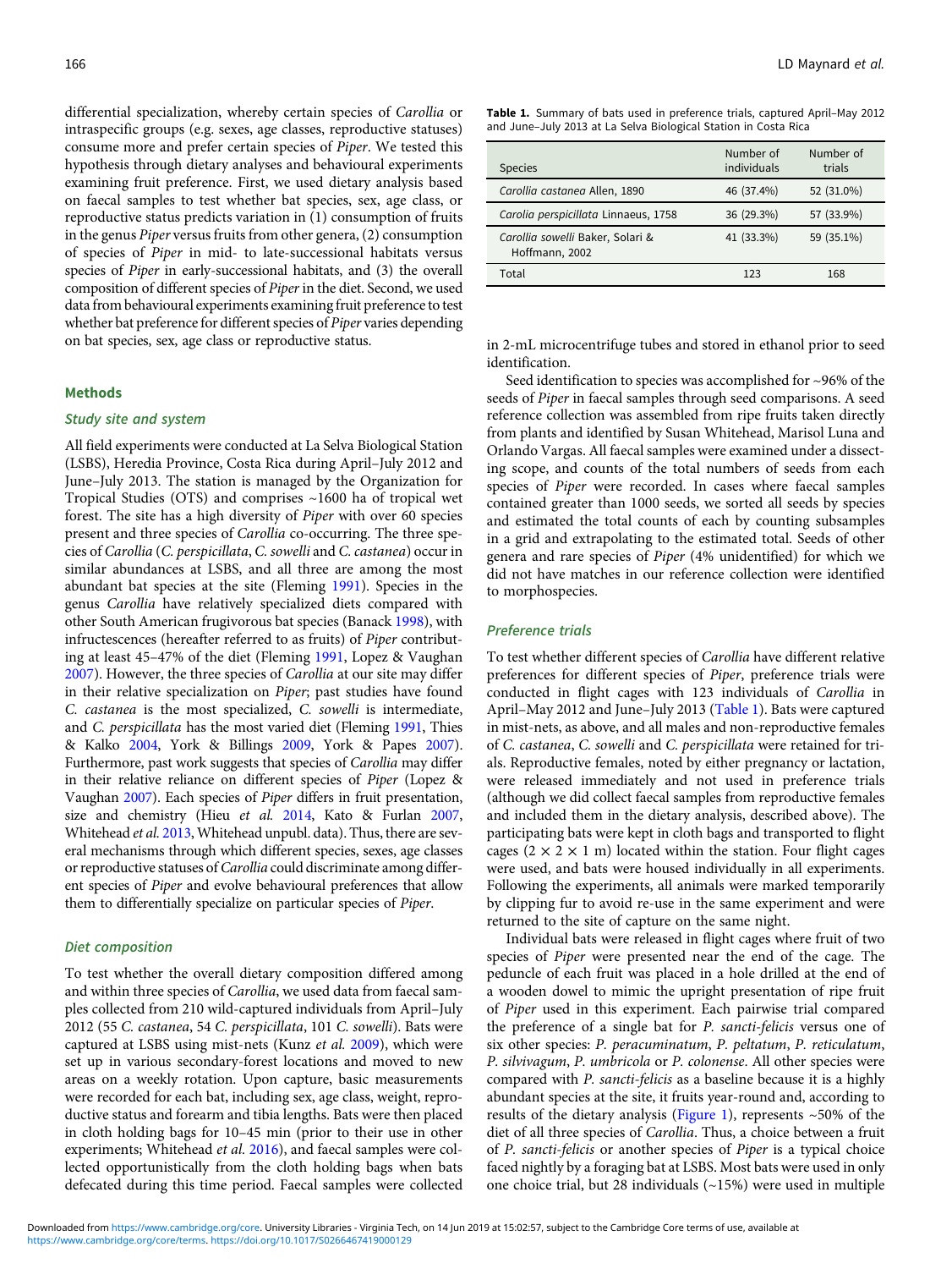differential specialization, whereby certain species of *Carollia* or intraspecific groups (e.g. sexes, age classes, reproductive statuses) consume more and prefer certain species of *Piper*. We tested this hypothesis through dietary analyses and behavioural experiments examining fruit preference. First, we used dietary analysis based on faecal samples to test whether bat species, sex, age class, or reproductive status predicts variation in (1) consumption of fruits in the genus *Piper* versus fruits from other genera, (2) consumption of species of *Piper* in mid- to late-successional habitats versus species of *Piper* in early-successional habitats, and (3) the overall composition of different species of *Piper* in the diet. Second, we used data from behavioural experiments examining fruit preference to test whether bat preference for different species of *Piper* varies depending on bat species, sex, age class or reproductive status.

## Methods

### Study site and system

All field experiments were conducted at La Selva Biological Station (LSBS), Heredia Province, Costa Rica during April–July 2012 and June–July 2013. The station is managed by the Organization for Tropical Studies (OTS) and comprises ~1600 ha of tropical wet forest. The site has a high diversity of *Piper* with over 60 species present and three species of *Carollia* co-occurring. The three species of *Carollia* (*C. perspicillata*, *C. sowelli* and *C. castanea*) occur in similar abundances at LSBS, and all three are among the most abundant bat species at the site (Fleming 1991). Species in the genus *Carollia* have relatively specialized diets compared with other South American frugivorous bat species (Banack 1998), with infructescences (hereafter referred to as fruits) of *Piper* contributing at least 45–47% of the diet (Fleming 1991, Lopez & Vaughan 2007). However, the three species of *Carollia* at our site may differ in their relative specialization on *Piper*; past studies have found *C. castanea* is the most specialized, *C. sowelli* is intermediate, and *C. perspicillata* has the most varied diet (Fleming 1991, Thies & Kalko 2004, York & Billings 2009, York & Papes 2007). Furthermore, past work suggests that species of *Carollia* may differ in their relative reliance on different species of *Piper* (Lopez & Vaughan 2007). Each species of *Piper* differs in fruit presentation, size and chemistry (Hieu *et al.* 2014, Kato & Furlan 2007, Whitehead *et al.* 2013, Whitehead unpubl. data). Thus, there are several mechanisms through which different species, sexes, age classes or reproductive statuses of *Carollia* could discriminate among different species of *Piper* and evolve behavioural preferences that allow them to differentially specialize on particular species of *Piper*.

### Diet composition

To test whether the overall dietary composition differed among and within three species of *Carollia*, we used data from faecal samples collected from 210 wild-captured individuals from April–July 2012 (55 *C. castanea*, 54 *C. perspicillata*, 101 *C. sowelli*). Bats were captured at LSBS using mist-nets (Kunz *et al.* 2009), which were set up in various secondary-forest locations and moved to new areas on a weekly rotation. Upon capture, basic measurements were recorded for each bat, including sex, age class, weight, reproductive status and forearm and tibia lengths. Bats were then placed in cloth holding bags for 10–45 min (prior to their use in other experiments; Whitehead *et al.* 2016), and faecal samples were collected opportunistically from the cloth holding bags when bats defecated during this time period. Faecal samples were collected in 2-mL microcentrifuge tubes and stored in ethanol prior to seed identification.

Seed identification to species was accomplished for ~96% of the seeds of *Piper* in faecal samples through seed comparisons. A seed reference collection was assembled from ripe fruits taken directly from plants and identified by Susan Whitehead, Marisol Luna and Orlando Vargas. All faecal samples were examined under a dissecting scope, and counts of the total numbers of seeds from each species of *Piper* were recorded. In cases where faecal samples contained greater than 1000 seeds, we sorted all seeds by species and estimated the total counts of each by counting subsamples in a grid and extrapolating to the estimated total. Seeds of other genera and rare species of *Piper* (4% unidentified) for which we did not have matches in our reference collection were identified to morphospecies.

**Table 1.** Summary of bats used in preference trials, captured April–May 2012 and June–July 2013 at La Selva Biological Station in Costa Rica

| Species | Number of individuals | Number of trials |
|---|---|---|
| *Carollia castanea* Allen, 1890 | 46 (37.4%) | 52 (31.0%) |
| *Carolia perspicillata* Linnaeus, 1758 | 36 (29.3%) | 57 (33.9%) |
| *Carollia sowelli* Baker, Solari & Hoffmann, 2002 | 41 (33.3%) | 59 (35.1%) |
| Total | 123 | 168 |

### Preference trials

To test whether different species of *Carollia* have different relative preferences for different species of *Piper*, preference trials were conducted in flight cages with 123 individuals of *Carollia* in April–May 2012 and June–July 2013 (Table 1). Bats were captured in mist-nets, as above, and all males and non-reproductive females of *C. castanea*, *C. sowelli* and *C. perspicillata* were retained for trials. Reproductive females, noted by either pregnancy or lactation, were released immediately and not used in preference trials (although we did collect faecal samples from reproductive females and included them in the dietary analysis, described above). The participating bats were kept in cloth bags and transported to flight cages (2 × 2 × 1 m) located within the station. Four flight cages were used, and bats were housed individually in all experiments. Following the experiments, all animals were marked temporarily by clipping fur to avoid re-use in the same experiment and were returned to the site of capture on the same night.

Individual bats were released in flight cages where fruit of two species of *Piper* were presented near the end of the cage. The peduncle of each fruit was placed in a hole drilled at the end of a wooden dowel to mimic the upright presentation of ripe fruit of *Piper* used in this experiment. Each pairwise trial compared the preference of a single bat for *P. sancti-felicis* versus one of six other species: *P. peracuminatum*, *P. peltatum*, *P. reticulatum*, *P. silvivagum*, *P. umbricola* or *P. colonense*. All other species were compared with *P. sancti-felicis* as a baseline because it is a highly abundant species at the site, it fruits year-round and, according to results of the dietary analysis (Figure 1), represents ~50% of the diet of all three species of *Carollia*. Thus, a choice between a fruit of *P. sancti-felicis* or another species of *Piper* is a typical choice faced nightly by a foraging bat at LSBS. Most bats were used in only one choice trial, but 28 individuals (~15%) were used in multiple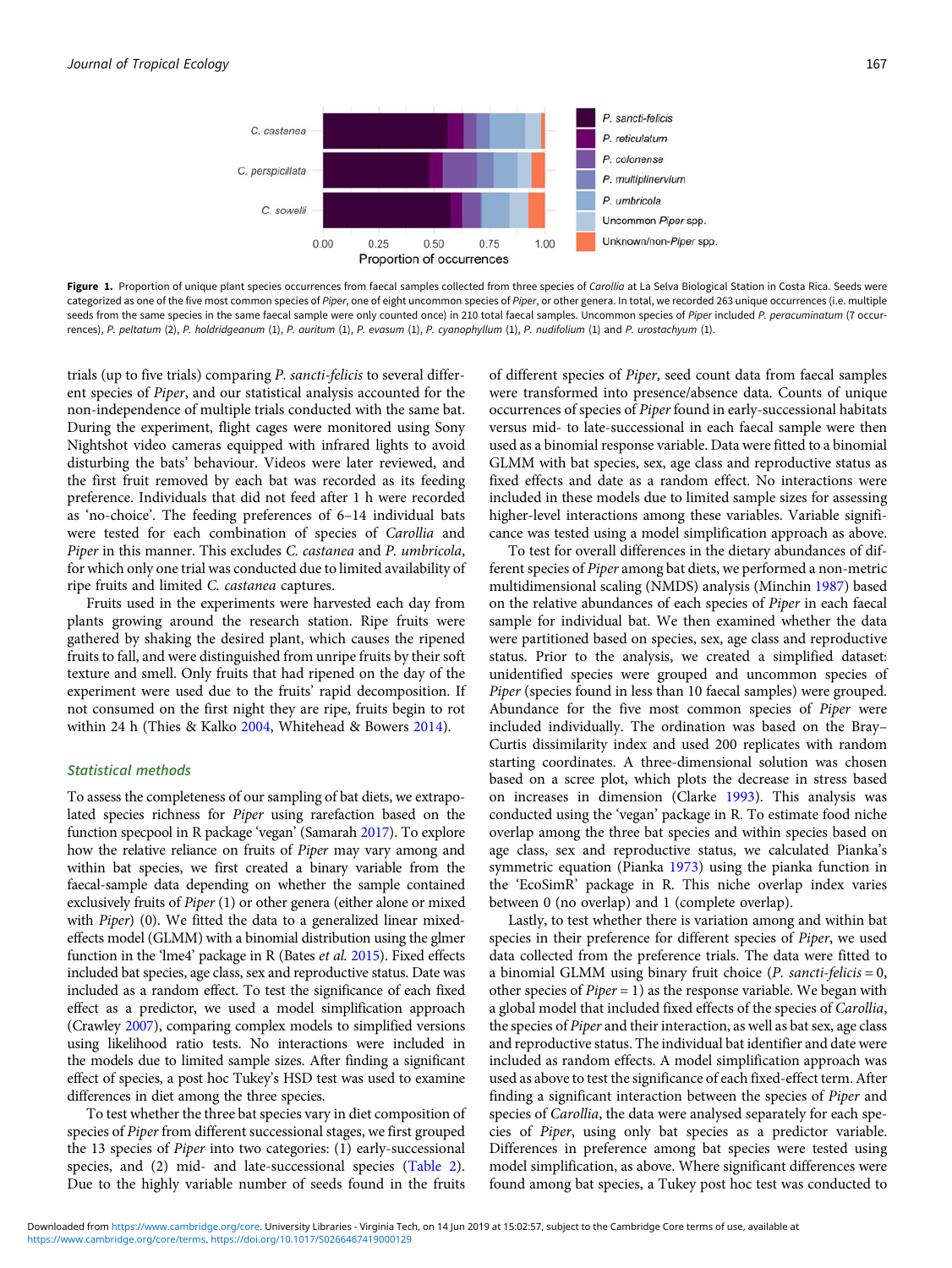Figure 1. Proportion of unique plant species occurrences from faecal samples collected from three species of *Carollia* at La Selva Biological Station in Costa Rica. Seeds were categorized as one of the five most common species of *Piper*, one of eight uncommon species of *Piper*, or other genera. In total, we recorded 263 unique occurrences (i.e. multiple seeds from the same species in the same faecal sample were only counted once) in 210 total faecal samples. Uncommon species of *Piper* included *P. peracuminatum* (7 occurrences), *P. peltatum* (2), *P. holdridgeanum* (1), *P. auritum* (1), *P. evasum* (1), *P. cyanophyllum* (1), *P. nudifolium* (1) and *P. urostachyum* (1).

trials (up to five trials) comparing *P. sancti-felicis* to several different species of *Piper*, and our statistical analysis accounted for the non-independence of multiple trials conducted with the same bat. During the experiment, flight cages were monitored using Sony Nightshot video cameras equipped with infrared lights to avoid disturbing the bats' behaviour. Videos were later reviewed, and the first fruit removed by each bat was recorded as its feeding preference. Individuals that did not feed after 1 h were recorded as 'no-choice'. The feeding preferences of 6–14 individual bats were tested for each combination of species of *Carollia* and *Piper* in this manner. This excludes *C. castanea* and *P. umbricola*, for which only one trial was conducted due to limited availability of ripe fruits and limited *C. castanea* captures.

Fruits used in the experiments were harvested each day from plants growing around the research station. Ripe fruits were gathered by shaking the desired plant, which causes the ripened fruits to fall, and were distinguished from unripe fruits by their soft texture and smell. Only fruits that had ripened on the day of the experiment were used due to the fruits' rapid decomposition. If not consumed on the first night they are ripe, fruits begin to rot within 24 h (Thies & Kalko 2004, Whitehead & Bowers 2014).

### Statistical methods

To assess the completeness of our sampling of bat diets, we extrapolated species richness for *Piper* using rarefaction based on the function specpool in R package 'vegan' (Samarah 2017). To explore how the relative reliance on fruits of *Piper* may vary among and within bat species, we first created a binary variable from the faecal-sample data depending on whether the sample contained exclusively fruits of *Piper* (1) or other genera (either alone or mixed with *Piper*) (0). We fitted the data to a generalized linear mixed-effects model (GLMM) with a binomial distribution using the glmer function in the 'lme4' package in R (Bates *et al.* 2015). Fixed effects included bat species, age class, sex and reproductive status. Date was included as a random effect. To test the significance of each fixed effect as a predictor, we used a model simplification approach (Crawley 2007), comparing complex models to simplified versions using likelihood ratio tests. No interactions were included in the models due to limited sample sizes. After finding a significant effect of species, a post hoc Tukey's HSD test was used to examine differences in diet among the three species.

To test whether the three bat species vary in diet composition of species of *Piper* from different successional stages, we first grouped the 13 species of *Piper* into two categories: (1) early-successional species, and (2) mid- and late-successional species (Table 2). Due to the highly variable number of seeds found in the fruits of different species of *Piper*, seed count data from faecal samples were transformed into presence/absence data. Counts of unique occurrences of species of *Piper* found in early-successional habitats versus mid- to late-successional in each faecal sample were then used as a binomial response variable. Data were fitted to a binomial GLMM with bat species, sex, age class and reproductive status as fixed effects and date as a random effect. No interactions were included in these models due to limited sample sizes for assessing higher-level interactions among these variables. Variable significance was tested using a model simplification approach as above.

To test for overall differences in the dietary abundances of different species of *Piper* among bat diets, we performed a non-metric multidimensional scaling (NMDS) analysis (Minchin 1987) based on the relative abundances of each species of *Piper* in each faecal sample for individual bat. We then examined whether the data were partitioned based on species, sex, age class and reproductive status. Prior to the analysis, we created a simplified dataset: unidentified species were grouped and uncommon species of *Piper* (species found in less than 10 faecal samples) were grouped. Abundance for the five most common species of *Piper* were included individually. The ordination was based on the Bray–Curtis dissimilarity index and used 200 replicates with random starting coordinates. A three-dimensional solution was chosen based on a scree plot, which plots the decrease in stress based on increases in dimension (Clarke 1993). This analysis was conducted using the 'vegan' package in R. To estimate food niche overlap among the three bat species and within species based on age class, sex and reproductive status, we calculated Pianka's symmetric equation (Pianka 1973) using the pianka function in the 'EcoSimR' package in R. This niche overlap index varies between 0 (no overlap) and 1 (complete overlap).

Lastly, to test whether there is variation among and within bat species in their preference for different species of *Piper*, we used data collected from the preference trials. The data were fitted to a binomial GLMM using binary fruit choice (*P. sancti-felicis* = 0, other species of *Piper* = 1) as the response variable. We began with a global model that included fixed effects of the species of *Carollia*, the species of *Piper* and their interaction, as well as bat sex, age class and reproductive status. The individual bat identifier and date were included as random effects. A model simplification approach was used as above to test the significance of each fixed-effect term. After finding a significant interaction between the species of *Piper* and species of *Carollia*, the data were analysed separately for each species of *Piper*, using only bat species as a predictor variable. Differences in preference among bat species were tested using model simplification, as above. Where significant differences were found among bat species, a Tukey post hoc test was conducted to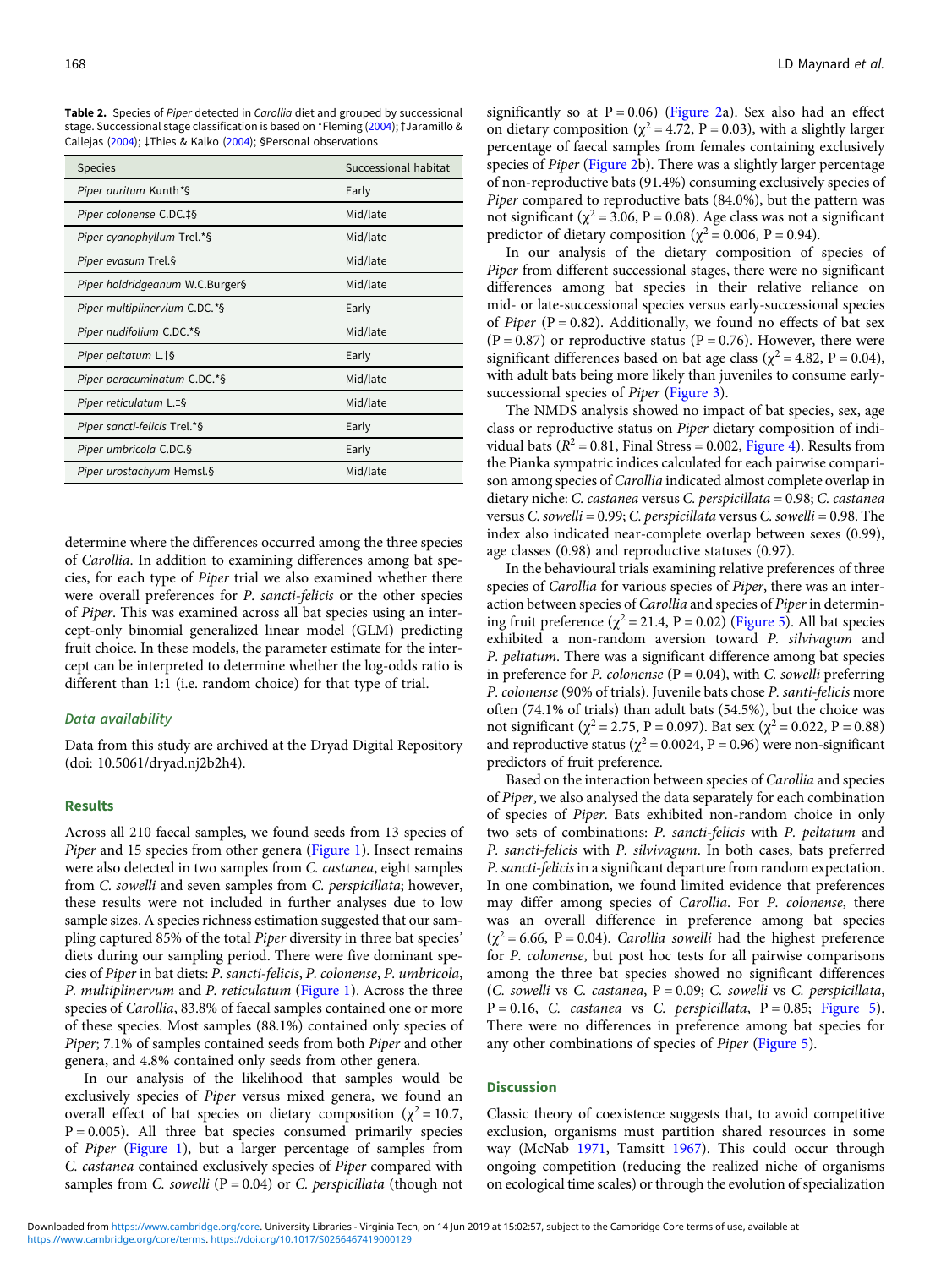**Table 2.** Species of *Piper* detected in *Carollia* diet and grouped by successional stage. Successional stage classification is based on *Fleming (2004); †Jaramillo & Callejas (2004); ‡Thies & Kalko (2004); §Personal observations

| Species | Successional habitat |
|---|---|
| *Piper auritum* Kunth*§ | Early |
| *Piper colonense* C.DC.‡§ | Mid/late |
| *Piper cyanophyllum* Trel.*§ | Mid/late |
| *Piper evasum* Trel.§ | Mid/late |
| *Piper holdridgeanum* W.C.Burger§ | Mid/late |
| *Piper multiplinervium* C.DC.*§ | Early |
| *Piper nudifolium* C.DC.*§ | Mid/late |
| *Piper peltatum* L.†§ | Early |
| *Piper peracuminatum* C.DC.*§ | Mid/late |
| *Piper reticulatum* L.‡§ | Mid/late |
| *Piper sancti-felicis* Trel.*§ | Early |
| *Piper umbricola* C.DC.§ | Early |
| *Piper urostachyum* Hemsl.§ | Mid/late |

determine where the differences occurred among the three species of *Carollia*. In addition to examining differences among bat species, for each type of *Piper* trial we also examined whether there were overall preferences for *P. sancti-felicis* or the other species of *Piper*. This was examined across all bat species using an intercept-only binomial generalized linear model (GLM) predicting fruit choice. In these models, the parameter estimate for the intercept can be interpreted to determine whether the log-odds ratio is different than 1:1 (i.e. random choice) for that type of trial.

### Data availability

Data from this study are archived at the Dryad Digital Repository (doi: 10.5061/dryad.nj2b2h4).

## Results

Across all 210 faecal samples, we found seeds from 13 species of *Piper* and 15 species from other genera (Figure 1). Insect remains were also detected in two samples from *C. castanea*, eight samples from *C. sowelli* and seven samples from *C. perspicillata*; however, these results were not included in further analyses due to low sample sizes. A species richness estimation suggested that our sampling captured 85% of the total *Piper* diversity in three bat species' diets during our sampling period. There were five dominant species of *Piper* in bat diets: *P. sancti-felicis*, *P. colonense*, *P. umbricola*, *P. multiplinervum* and *P. reticulatum* (Figure 1). Across the three species of *Carollia*, 83.8% of faecal samples contained one or more of these species. Most samples (88.1%) contained only species of *Piper*; 7.1% of samples contained seeds from both *Piper* and other genera, and 4.8% contained only seeds from other genera.

In our analysis of the likelihood that samples would be exclusively species of *Piper* versus mixed genera, we found an overall effect of bat species on dietary composition ($\chi^2 = 10.7$, $P = 0.005$). All three bat species consumed primarily species of *Piper* (Figure 1), but a larger percentage of samples from *C. castanea* contained exclusively species of *Piper* compared with samples from *C. sowelli* ($P = 0.04$) or *C. perspicillata* (though not significantly so at $P = 0.06$) (Figure 2a). Sex also had an effect on dietary composition ($\chi^2 = 4.72$, $P = 0.03$), with a slightly larger percentage of faecal samples from females containing exclusively species of *Piper* (Figure 2b). There was a slightly larger percentage of non-reproductive bats (91.4%) consuming exclusively species of *Piper* compared to reproductive bats (84.0%), but the pattern was not significant ($\chi^2 = 3.06$, $P = 0.08$). Age class was not a significant predictor of dietary composition ($\chi^2 = 0.006$, $P = 0.94$).

In our analysis of the dietary composition of species of *Piper* from different successional stages, there were no significant differences among bat species in their relative reliance on mid- or late-successional species versus early-successional species of *Piper* ($P = 0.82$). Additionally, we found no effects of bat sex ($P = 0.87$) or reproductive status ($P = 0.76$). However, there were significant differences based on bat age class ($\chi^2 = 4.82$, $P = 0.04$), with adult bats being more likely than juveniles to consume early-successional species of *Piper* (Figure 3).

The NMDS analysis showed no impact of bat species, sex, age class or reproductive status on *Piper* dietary composition of individual bats ($R^2 = 0.81$, Final Stress = 0.002, Figure 4). Results from the Pianka sympatric indices calculated for each pairwise comparison among species of *Carollia* indicated almost complete overlap in dietary niche: *C. castanea* versus *C. perspicillata* = 0.98; *C. castanea* versus *C. sowelli* = 0.99; *C. perspicillata* versus *C. sowelli* = 0.98. The index also indicated near-complete overlap between sexes (0.99), age classes (0.98) and reproductive statuses (0.97).

In the behavioural trials examining relative preferences of three species of *Carollia* for various species of *Piper*, there was an interaction between species of *Carollia* and species of *Piper* in determining fruit preference ($\chi^2 = 21.4$, $P = 0.02$) (Figure 5). All bat species exhibited a non-random aversion toward *P. silvivagum* and *P. peltatum*. There was a significant difference among bat species in preference for *P. colonense* ($P = 0.04$), with *C. sowelli* preferring *P. colonense* (90% of trials). Juvenile bats chose *P. santi-felicis* more often (74.1% of trials) than adult bats (54.5%), but the choice was not significant ($\chi^2 = 2.75$, $P = 0.097$). Bat sex ($\chi^2 = 0.022$, $P = 0.88$) and reproductive status ($\chi^2 = 0.0024$, $P = 0.96$) were non-significant predictors of fruit preference.

Based on the interaction between species of *Carollia* and species of *Piper*, we also analysed the data separately for each combination of species of *Piper*. Bats exhibited non-random choice in only two sets of combinations: *P. sancti-felicis* with *P. peltatum* and *P. sancti-felicis* with *P. silvivagum*. In both cases, bats preferred *P. sancti-felicis* in a significant departure from random expectation. In one combination, we found limited evidence that preferences may differ among species of *Carollia*. For *P. colonense*, there was an overall difference in preference among bat species ($\chi^2 = 6.66$, $P = 0.04$). *Carollia sowelli* had the highest preference for *P. colonense*, but post hoc tests for all pairwise comparisons among the three bat species showed no significant differences (*C. sowelli* vs *C. castanea*, $P = 0.09$; *C. sowelli* vs *C. perspicillata*, $P = 0.16$, *C. castanea* vs *C. perspicillata*, $P = 0.85$; Figure 5). There were no differences in preference among bat species for any other combinations of species of *Piper* (Figure 5).

## Discussion

Classic theory of coexistence suggests that, to avoid competitive exclusion, organisms must partition shared resources in some way (McNab 1971, Tamsitt 1967). This could occur through ongoing competition (reducing the realized niche of organisms on ecological time scales) or through the evolution of specialization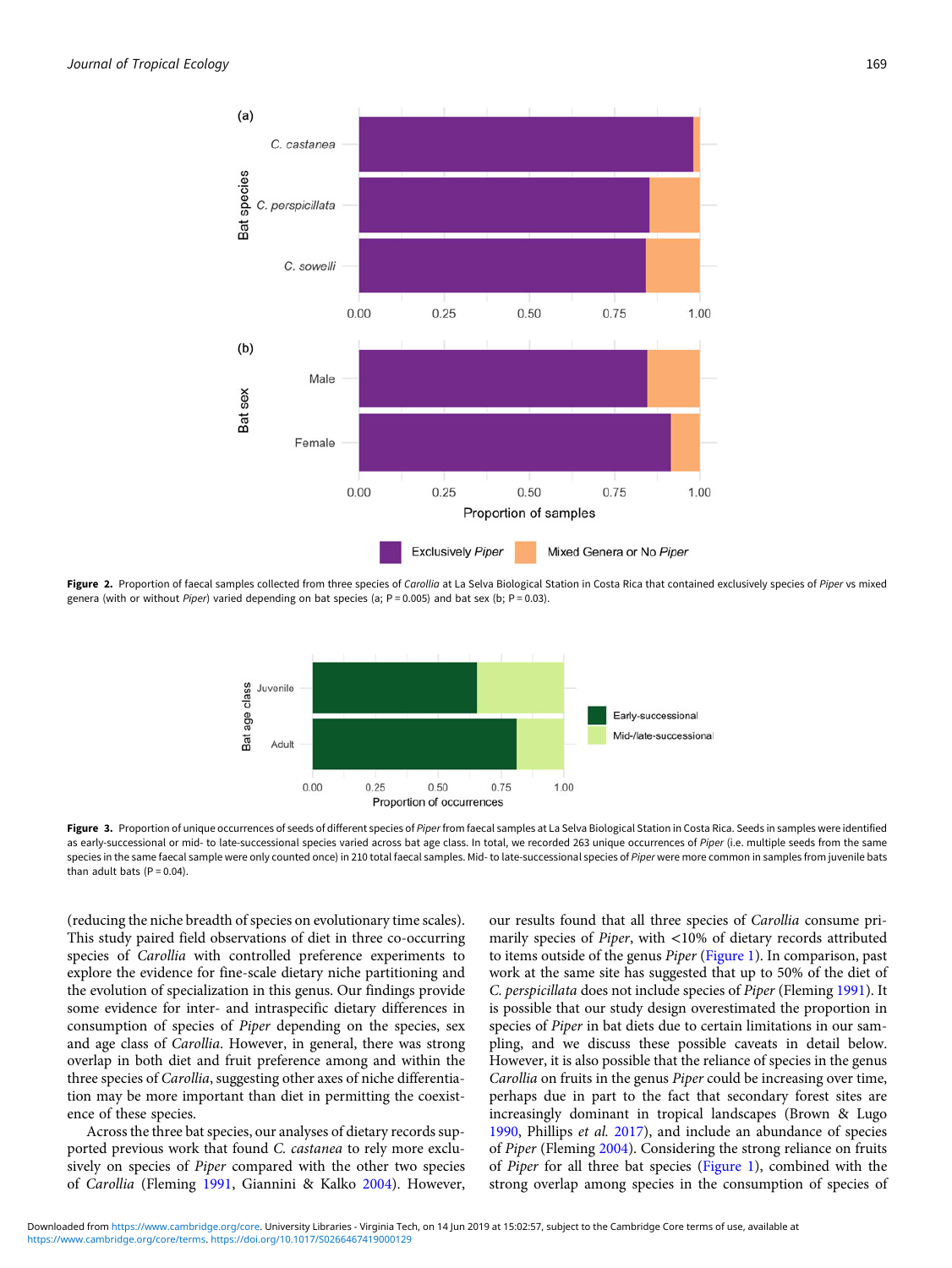Figure 2. Proportion of faecal samples collected from three species of *Carollia* at La Selva Biological Station in Costa Rica that contained exclusively species of *Piper* vs mixed genera (with or without *Piper*) varied depending on bat species (a; P = 0.005) and bat sex (b; P = 0.03).

Figure 3. Proportion of unique occurrences of seeds of different species of *Piper* from faecal samples at La Selva Biological Station in Costa Rica. Seeds in samples were identified as early-successional or mid- to late-successional species varied across bat age class. In total, we recorded 263 unique occurrences of *Piper* (i.e. multiple seeds from the same species in the same faecal sample were only counted once) in 210 total faecal samples. Mid- to late-successional species of *Piper* were more common in samples from juvenile bats than adult bats (P = 0.04).

(reducing the niche breadth of species on evolutionary time scales). This study paired field observations of diet in three co-occurring species of *Carollia* with controlled preference experiments to explore the evidence for fine-scale dietary niche partitioning and the evolution of specialization in this genus. Our findings provide some evidence for inter- and intraspecific dietary differences in consumption of species of *Piper* depending on the species, sex and age class of *Carollia*. However, in general, there was strong overlap in both diet and fruit preference among and within the three species of *Carollia*, suggesting other axes of niche differentiation may be more important than diet in permitting the coexistence of these species.

Across the three bat species, our analyses of dietary records supported previous work that found *C. castanea* to rely more exclusively on species of *Piper* compared with the other two species of *Carollia* (Fleming 1991, Giannini & Kalko 2004). However, our results found that all three species of *Carollia* consume primarily species of *Piper*, with <10% of dietary records attributed to items outside of the genus *Piper* (Figure 1). In comparison, past work at the same site has suggested that up to 50% of the diet of *C. perspicillata* does not include species of *Piper* (Fleming 1991). It is possible that our study design overestimated the proportion in species of *Piper* in bat diets due to certain limitations in our sampling, and we discuss these possible caveats in detail below. However, it is also possible that the reliance of species in the genus *Carollia* on fruits in the genus *Piper* could be increasing over time, perhaps due in part to the fact that secondary forest sites are increasingly dominant in tropical landscapes (Brown & Lugo 1990, Phillips *et al.* 2017), and include an abundance of species of *Piper* (Fleming 2004). Considering the strong reliance on fruits of *Piper* for all three bat species (Figure 1), combined with the strong overlap among species in the consumption of species of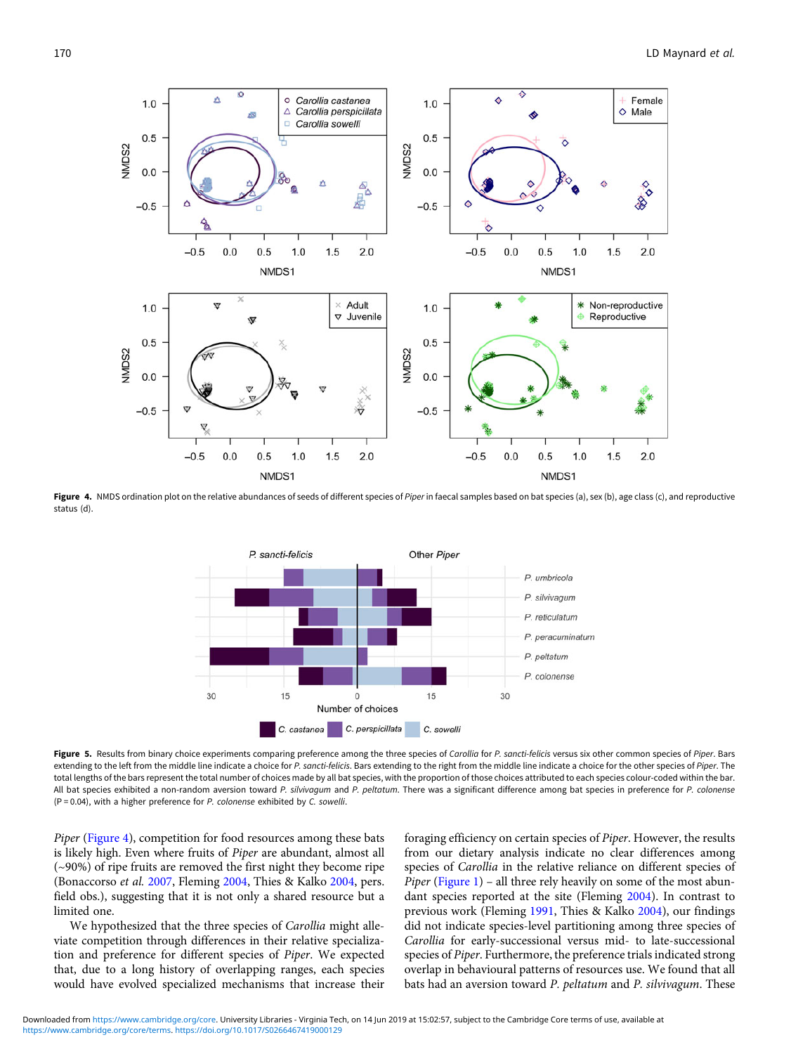**Figure 4.** NMDS ordination plot on the relative abundances of seeds of different species of *Piper* in faecal samples based on bat species (a), sex (b), age class (c), and reproductive status (d).

**Figure 5.** Results from binary choice experiments comparing preference among the three species of *Carollia* for *P. sancti-felicis* versus six other common species of *Piper*. Bars extending to the left from the middle line indicate a choice for *P. sancti-felicis*. Bars extending to the right from the middle line indicate a choice for the other species of *Piper*. The total lengths of the bars represent the total number of choices made by all bat species, with the proportion of those choices attributed to each species colour-coded within the bar. All bat species exhibited a non-random aversion toward *P. silvivagum* and *P. peltatum*. There was a significant difference among bat species in preference for *P. colonense* (P = 0.04), with a higher preference for *P. colonense* exhibited by *C. sowelli*.

*Piper* (Figure 4), competition for food resources among these bats is likely high. Even where fruits of *Piper* are abundant, almost all (~90%) of ripe fruits are removed the first night they become ripe (Bonaccorso *et al.* 2007, Fleming 2004, Thies & Kalko 2004, pers. field obs.), suggesting that it is not only a shared resource but a limited one.

We hypothesized that the three species of *Carollia* might alleviate competition through differences in their relative specialization and preference for different species of *Piper*. We expected that, due to a long history of overlapping ranges, each species would have evolved specialized mechanisms that increase their foraging efficiency on certain species of *Piper*. However, the results from our dietary analysis indicate no clear differences among species of *Carollia* in the relative reliance on different species of *Piper* (Figure 1) – all three rely heavily on some of the most abundant species reported at the site (Fleming 2004). In contrast to previous work (Fleming 1991, Thies & Kalko 2004), our findings did not indicate species-level partitioning among three species of *Carollia* for early-successional versus mid- to late-successional species of *Piper*. Furthermore, the preference trials indicated strong overlap in behavioural patterns of resources use. We found that all bats had an aversion toward *P. peltatum* and *P. silvivagum*. These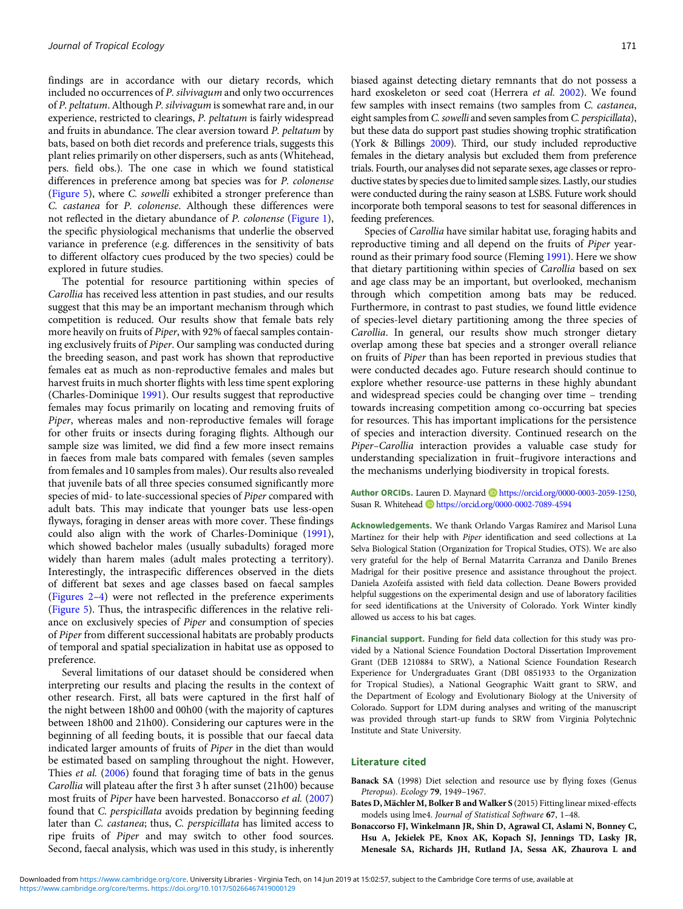findings are in accordance with our dietary records, which included no occurrences of *P. silvivagum* and only two occurrences of *P. peltatum*. Although *P. silvivagum* is somewhat rare and, in our experience, restricted to clearings, *P. peltatum* is fairly widespread and fruits in abundance. The clear aversion toward *P. peltatum* by bats, based on both diet records and preference trials, suggests this plant relies primarily on other dispersers, such as ants (Whitehead, pers. field obs.). The one case in which we found statistical differences in preference among bat species was for *P. colonense* (Figure 5), where *C. sowelli* exhibited a stronger preference than *C. castanea* for *P. colonense*. Although these differences were not reflected in the dietary abundance of *P. colonense* (Figure 1), the specific physiological mechanisms that underlie the observed variance in preference (e.g. differences in the sensitivity of bats to different olfactory cues produced by the two species) could be explored in future studies.

The potential for resource partitioning within species of *Carollia* has received less attention in past studies, and our results suggest that this may be an important mechanism through which competition is reduced. Our results show that female bats rely more heavily on fruits of *Piper*, with 92% of faecal samples containing exclusively fruits of *Piper*. Our sampling was conducted during the breeding season, and past work has shown that reproductive females eat as much as non-reproductive females and males but harvest fruits in much shorter flights with less time spent exploring (Charles-Dominique 1991). Our results suggest that reproductive females may focus primarily on locating and removing fruits of *Piper*, whereas males and non-reproductive females will forage for other fruits or insects during foraging flights. Although our sample size was limited, we did find a few more insect remains in faeces from male bats compared with females (seven samples from females and 10 samples from males). Our results also revealed that juvenile bats of all three species consumed significantly more species of mid- to late-successional species of *Piper* compared with adult bats. This may indicate that younger bats use less-open flyways, foraging in denser areas with more cover. These findings could also align with the work of Charles-Dominique (1991), which showed bachelor males (usually subadults) foraged more widely than harem males (adult males protecting a territory). Interestingly, the intraspecific differences observed in the diets of different bat sexes and age classes based on faecal samples (Figures 2–4) were not reflected in the preference experiments (Figure 5). Thus, the intraspecific differences in the relative reliance on exclusively species of *Piper* and consumption of species of *Piper* from different successional habitats are probably products of temporal and spatial specialization in habitat use as opposed to preference.

Several limitations of our dataset should be considered when interpreting our results and placing the results in the context of other research. First, all bats were captured in the first half of the night between 18h00 and 00h00 (with the majority of captures between 18h00 and 21h00). Considering our captures were in the beginning of all feeding bouts, it is possible that our faecal data indicated larger amounts of fruits of *Piper* in the diet than would be estimated based on sampling throughout the night. However, Thies *et al.* (2006) found that foraging time of bats in the genus *Carollia* will plateau after the first 3 h after sunset (21h00) because most fruits of *Piper* have been harvested. Bonaccorso *et al.* (2007) found that *C. perspicillata* avoids predation by beginning feeding later than *C. castanea*; thus, *C. perspicillata* has limited access to ripe fruits of *Piper* and may switch to other food sources. Second, faecal analysis, which was used in this study, is inherently biased against detecting dietary remnants that do not possess a hard exoskeleton or seed coat (Herrera *et al.* 2002). We found few samples with insect remains (two samples from *C. castanea*, eight samples from *C. sowelli* and seven samples from *C. perspicillata*), but these data do support past studies showing trophic stratification (York & Billings 2009). Third, our study included reproductive females in the dietary analysis but excluded them from preference trials. Fourth, our analyses did not separate sexes, age classes or reproductive states by species due to limited sample sizes. Lastly, our studies were conducted during the rainy season at LSBS. Future work should incorporate both temporal seasons to test for seasonal differences in feeding preferences.

Species of *Carollia* have similar habitat use, foraging habits and reproductive timing and all depend on the fruits of *Piper* year-round as their primary food source (Fleming 1991). Here we show that dietary partitioning within species of *Carollia* based on sex and age class may be an important, but overlooked, mechanism through which competition among bats may be reduced. Furthermore, in contrast to past studies, we found little evidence of species-level dietary partitioning among the three species of *Carollia*. In general, our results show much stronger dietary overlap among these bat species and a stronger overall reliance on fruits of *Piper* than has been reported in previous studies that were conducted decades ago. Future research should continue to explore whether resource-use patterns in these highly abundant and widespread species could be changing over time – trending towards increasing competition among co-occurring bat species for resources. This has important implications for the persistence of species and interaction diversity. Continued research on the *Piper*–*Carollia* interaction provides a valuable case study for understanding specialization in fruit–frugivore interactions and the mechanisms underlying biodiversity in tropical forests.

**Author ORCIDs.** Lauren D. Maynard https://orcid.org/0000-0003-2059-1250, Susan R. Whitehead https://orcid.org/0000-0002-7089-4594

**Acknowledgements.** We thank Orlando Vargas Ramírez and Marisol Luna Martínez for their help with *Piper* identification and seed collections at La Selva Biological Station (Organization for Tropical Studies, OTS). We are also very grateful for the help of Bernal Matarrita Carranza and Danilo Brenes Madrigal for their positive presence and assistance throughout the project. Daniela Azofeifa assisted with field data collection. Deane Bowers provided helpful suggestions on the experimental design and use of laboratory facilities for seed identifications at the University of Colorado. York Winter kindly allowed us access to his bat cages.

**Financial support.** Funding for field data collection for this study was provided by a National Science Foundation Doctoral Dissertation Improvement Grant (DEB 1210884 to SRW), a National Science Foundation Research Experience for Undergraduates Grant (DBI 0851933 to the Organization for Tropical Studies), a National Geographic Waitt grant to SRW, and the Department of Ecology and Evolutionary Biology at the University of Colorado. Support for LDM during analyses and writing of the manuscript was provided through start-up funds to SRW from Virginia Polytechnic Institute and State University.

## Literature cited

**Banack SA** (1998) Diet selection and resource use by flying foxes (Genus *Pteropus*). *Ecology* **79**, 1949–1967.

**Bates D, Mächler M, Bolker B and Walker S** (2015) Fitting linear mixed-effects models using lme4. *Journal of Statistical Software* **67**, 1–48.

**Bonaccorso FJ, Winkelmann JR, Shin D, Agrawal CI, Aslami N, Bonney C, Hsu A, Jekielek PE, Knox AK, Kopach SJ, Jennings TD, Lasky JR, Menesale SA, Richards JH, Rutland JA, Sessa AK, Zhaurova L and**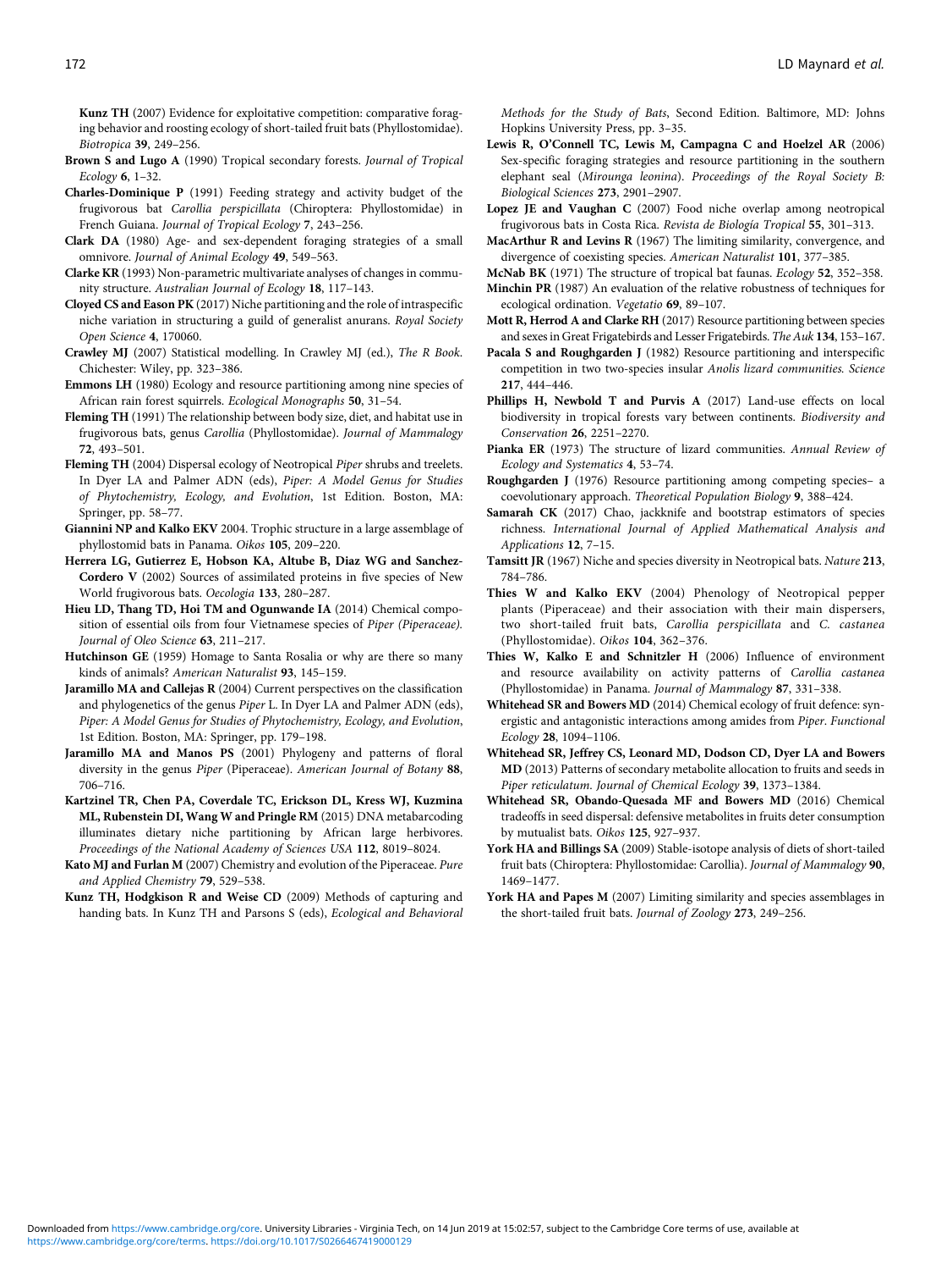Kunz TH (2007) Evidence for exploitative competition: comparative foraging behavior and roosting ecology of short-tailed fruit bats (Phyllostomidae). *Biotropica* **39**, 249–256.

**Brown S and Lugo A** (1990) Tropical secondary forests. *Journal of Tropical Ecology* **6**, 1–32.

**Charles-Dominique P** (1991) Feeding strategy and activity budget of the frugivorous bat *Carollia perspicillata* (Chiroptera: Phyllostomidae) in French Guiana. *Journal of Tropical Ecology* **7**, 243–256.

**Clark DA** (1980) Age- and sex-dependent foraging strategies of a small omnivore. *Journal of Animal Ecology* **49**, 549–563.

**Clarke KR** (1993) Non-parametric multivariate analyses of changes in community structure. *Australian Journal of Ecology* **18**, 117–143.

**Cloyed CS and Eason PK** (2017) Niche partitioning and the role of intraspecific niche variation in structuring a guild of generalist anurans. *Royal Society Open Science* **4**, 170060.

**Crawley MJ** (2007) Statistical modelling. In Crawley MJ (ed.), *The R Book*. Chichester: Wiley, pp. 323–386.

**Emmons LH** (1980) Ecology and resource partitioning among nine species of African rain forest squirrels. *Ecological Monographs* **50**, 31–54.

**Fleming TH** (1991) The relationship between body size, diet, and habitat use in frugivorous bats, genus *Carollia* (Phyllostomidae). *Journal of Mammalogy* **72**, 493–501.

**Fleming TH** (2004) Dispersal ecology of Neotropical *Piper* shrubs and treelets. In Dyer LA and Palmer ADN (eds), *Piper: A Model Genus for Studies of Phytochemistry, Ecology, and Evolution*, 1st Edition. Boston, MA: Springer, pp. 58–77.

**Giannini NP and Kalko EKV** 2004. Trophic structure in a large assemblage of phyllostomid bats in Panama. *Oikos* **105**, 209–220.

**Herrera LG, Gutierrez E, Hobson KA, Altube B, Diaz WG and Sanchez-Cordero V** (2002) Sources of assimilated proteins in five species of New World frugivorous bats. *Oecologia* **133**, 280–287.

**Hieu LD, Thang TD, Hoi TM and Ogunwande IA** (2014) Chemical composition of essential oils from four Vietnamese species of *Piper (Piperaceae)*. *Journal of Oleo Science* **63**, 211–217.

**Hutchinson GE** (1959) Homage to Santa Rosalia or why are there so many kinds of animals? *American Naturalist* **93**, 145–159.

**Jaramillo MA and Callejas R** (2004) Current perspectives on the classification and phylogenetics of the genus *Piper* L. In Dyer LA and Palmer ADN (eds), *Piper: A Model Genus for Studies of Phytochemistry, Ecology, and Evolution*, 1st Edition. Boston, MA: Springer, pp. 179–198.

**Jaramillo MA and Manos PS** (2001) Phylogeny and patterns of floral diversity in the genus *Piper* (Piperaceae). *American Journal of Botany* **88**, 706–716.

**Kartzinel TR, Chen PA, Coverdale TC, Erickson DL, Kress WJ, Kuzmina ML, Rubenstein DI, Wang W and Pringle RM** (2015) DNA metabarcoding illuminates dietary niche partitioning by African large herbivores. *Proceedings of the National Academy of Sciences USA* **112**, 8019–8024.

**Kato MJ and Furlan M** (2007) Chemistry and evolution of the Piperaceae. *Pure and Applied Chemistry* **79**, 529–538.

**Kunz TH, Hodgkison R and Weise CD** (2009) Methods of capturing and handing bats. In Kunz TH and Parsons S (eds), *Ecological and Behavioral Methods for the Study of Bats*, Second Edition. Baltimore, MD: Johns Hopkins University Press, pp. 3–35.

**Lewis R, O'Connell TC, Lewis M, Campagna C and Hoelzel AR** (2006) Sex-specific foraging strategies and resource partitioning in the southern elephant seal (*Mirounga leonina*). *Proceedings of the Royal Society B: Biological Sciences* **273**, 2901–2907.

**Lopez JE and Vaughan C** (2007) Food niche overlap among neotropical frugivorous bats in Costa Rica. *Revista de Biología Tropical* **55**, 301–313.

**MacArthur R and Levins R** (1967) The limiting similarity, convergence, and divergence of coexisting species. *American Naturalist* **101**, 377–385.

**McNab BK** (1971) The structure of tropical bat faunas. *Ecology* **52**, 352–358.

**Minchin PR** (1987) An evaluation of the relative robustness of techniques for ecological ordination. *Vegetatio* **69**, 89–107.

**Mott R, Herrod A and Clarke RH** (2017) Resource partitioning between species and sexes in Great Frigatebirds and Lesser Frigatebirds. *The Auk* **134**, 153–167.

**Pacala S and Roughgarden J** (1982) Resource partitioning and interspecific competition in two two-species insular *Anolis lizard communities. Science* **217**, 444–446.

**Phillips H, Newbold T and Purvis A** (2017) Land-use effects on local biodiversity in tropical forests vary between continents. *Biodiversity and Conservation* **26**, 2251–2270.

**Pianka ER** (1973) The structure of lizard communities. *Annual Review of Ecology and Systematics* **4**, 53–74.

**Roughgarden J** (1976) Resource partitioning among competing species– a coevolutionary approach. *Theoretical Population Biology* **9**, 388–424.

**Samarah CK** (2017) Chao, jackknife and bootstrap estimators of species richness. *International Journal of Applied Mathematical Analysis and Applications* **12**, 7–15.

**Tamsitt JR** (1967) Niche and species diversity in Neotropical bats. *Nature* **213**, 784–786.

**Thies W and Kalko EKV** (2004) Phenology of Neotropical pepper plants (Piperaceae) and their association with their main dispersers, two short-tailed fruit bats, *Carollia perspicillata* and *C. castanea* (Phyllostomidae). *Oikos* **104**, 362–376.

**Thies W, Kalko E and Schnitzler H** (2006) Influence of environment and resource availability on activity patterns of *Carollia castanea* (Phyllostomidae) in Panama. *Journal of Mammalogy* **87**, 331–338.

**Whitehead SR and Bowers MD** (2014) Chemical ecology of fruit defence: synergistic and antagonistic interactions among amides from *Piper*. *Functional Ecology* **28**, 1094–1106.

**Whitehead SR, Jeffrey CS, Leonard MD, Dodson CD, Dyer LA and Bowers MD** (2013) Patterns of secondary metabolite allocation to fruits and seeds in *Piper reticulatum*. *Journal of Chemical Ecology* **39**, 1373–1384.

**Whitehead SR, Obando-Quesada MF and Bowers MD** (2016) Chemical tradeoffs in seed dispersal: defensive metabolites in fruits deter consumption by mutualist bats. *Oikos* **125**, 927–937.

**York HA and Billings SA** (2009) Stable-isotope analysis of diets of short-tailed fruit bats (Chiroptera: Phyllostomidae: Carollia). *Journal of Mammalogy* **90**, 1469–1477.

**York HA and Papes M** (2007) Limiting similarity and species assemblages in the short-tailed fruit bats. *Journal of Zoology* **273**, 249–256.